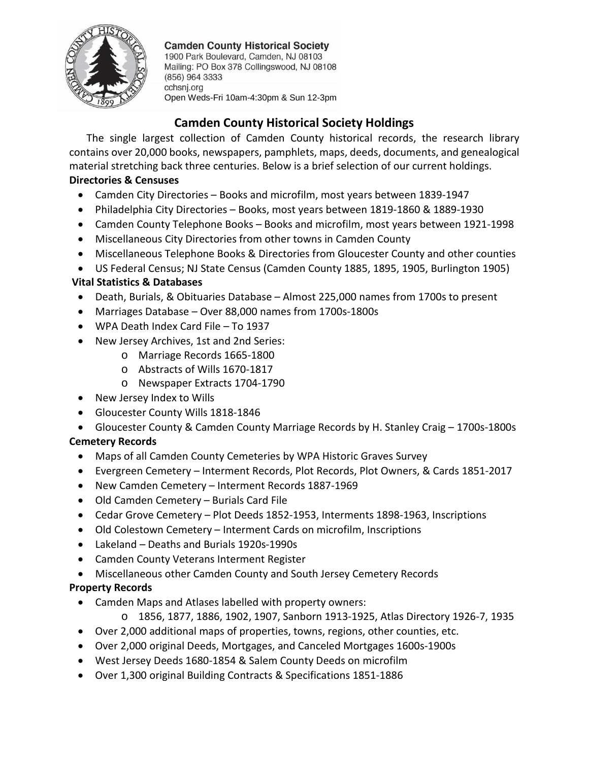**Camden County Historical Society**
1900 Park Boulevard, Camden, NJ 08103
Mailing: PO Box 378 Collingswood, NJ 08108
(856) 964 3333
cchsnj.org
Open Weds-Fri 10am-4:30pm & Sun 12-3pm

# Camden County Historical Society Holdings

The single largest collection of Camden County historical records, the research library contains over 20,000 books, newspapers, pamphlets, maps, deeds, documents, and genealogical material stretching back three centuries. Below is a brief selection of our current holdings.

**Directories & Censuses**

- Camden City Directories – Books and microfilm, most years between 1839-1947
- Philadelphia City Directories – Books, most years between 1819-1860 & 1889-1930
- Camden County Telephone Books – Books and microfilm, most years between 1921-1998
- Miscellaneous City Directories from other towns in Camden County
- Miscellaneous Telephone Books & Directories from Gloucester County and other counties
- US Federal Census; NJ State Census (Camden County 1885, 1895, 1905, Burlington 1905)

**Vital Statistics & Databases**

- Death, Burials, & Obituaries Database – Almost 225,000 names from 1700s to present
- Marriages Database – Over 88,000 names from 1700s-1800s
- WPA Death Index Card File – To 1937
- New Jersey Archives, 1st and 2nd Series:
  - Marriage Records 1665-1800
  - Abstracts of Wills 1670-1817
  - Newspaper Extracts 1704-1790
- New Jersey Index to Wills
- Gloucester County Wills 1818-1846
- Gloucester County & Camden County Marriage Records by H. Stanley Craig – 1700s-1800s

**Cemetery Records**

- Maps of all Camden County Cemeteries by WPA Historic Graves Survey
- Evergreen Cemetery – Interment Records, Plot Records, Plot Owners, & Cards 1851-2017
- New Camden Cemetery – Interment Records 1887-1969
- Old Camden Cemetery – Burials Card File
- Cedar Grove Cemetery – Plot Deeds 1852-1953, Interments 1898-1963, Inscriptions
- Old Colestown Cemetery – Interment Cards on microfilm, Inscriptions
- Lakeland – Deaths and Burials 1920s-1990s
- Camden County Veterans Interment Register
- Miscellaneous other Camden County and South Jersey Cemetery Records

**Property Records**

- Camden Maps and Atlases labelled with property owners:
  - 1856, 1877, 1886, 1902, 1907, Sanborn 1913-1925, Atlas Directory 1926-7, 1935
- Over 2,000 additional maps of properties, towns, regions, other counties, etc.
- Over 2,000 original Deeds, Mortgages, and Canceled Mortgages 1600s-1900s
- West Jersey Deeds 1680-1854 & Salem County Deeds on microfilm
- Over 1,300 original Building Contracts & Specifications 1851-1886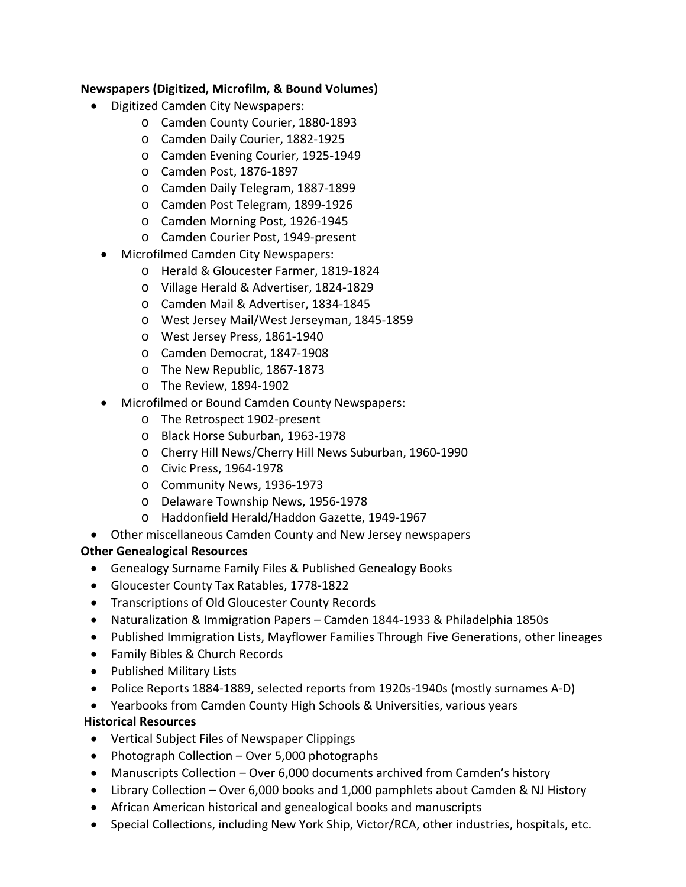**Newspapers (Digitized, Microfilm, & Bound Volumes)**

- Digitized Camden City Newspapers:
  - Camden County Courier, 1880-1893
  - Camden Daily Courier, 1882-1925
  - Camden Evening Courier, 1925-1949
  - Camden Post, 1876-1897
  - Camden Daily Telegram, 1887-1899
  - Camden Post Telegram, 1899-1926
  - Camden Morning Post, 1926-1945
  - Camden Courier Post, 1949-present
- Microfilmed Camden City Newspapers:
  - Herald & Gloucester Farmer, 1819-1824
  - Village Herald & Advertiser, 1824-1829
  - Camden Mail & Advertiser, 1834-1845
  - West Jersey Mail/West Jerseyman, 1845-1859
  - West Jersey Press, 1861-1940
  - Camden Democrat, 1847-1908
  - The New Republic, 1867-1873
  - The Review, 1894-1902
- Microfilmed or Bound Camden County Newspapers:
  - The Retrospect 1902-present
  - Black Horse Suburban, 1963-1978
  - Cherry Hill News/Cherry Hill News Suburban, 1960-1990
  - Civic Press, 1964-1978
  - Community News, 1936-1973
  - Delaware Township News, 1956-1978
  - Haddonfield Herald/Haddon Gazette, 1949-1967
- Other miscellaneous Camden County and New Jersey newspapers

**Other Genealogical Resources**

- Genealogy Surname Family Files & Published Genealogy Books
- Gloucester County Tax Ratables, 1778-1822
- Transcriptions of Old Gloucester County Records
- Naturalization & Immigration Papers – Camden 1844-1933 & Philadelphia 1850s
- Published Immigration Lists, Mayflower Families Through Five Generations, other lineages
- Family Bibles & Church Records
- Published Military Lists
- Police Reports 1884-1889, selected reports from 1920s-1940s (mostly surnames A-D)
- Yearbooks from Camden County High Schools & Universities, various years

**Historical Resources**

- Vertical Subject Files of Newspaper Clippings
- Photograph Collection – Over 5,000 photographs
- Manuscripts Collection – Over 6,000 documents archived from Camden's history
- Library Collection – Over 6,000 books and 1,000 pamphlets about Camden & NJ History
- African American historical and genealogical books and manuscripts
- Special Collections, including New York Ship, Victor/RCA, other industries, hospitals, etc.